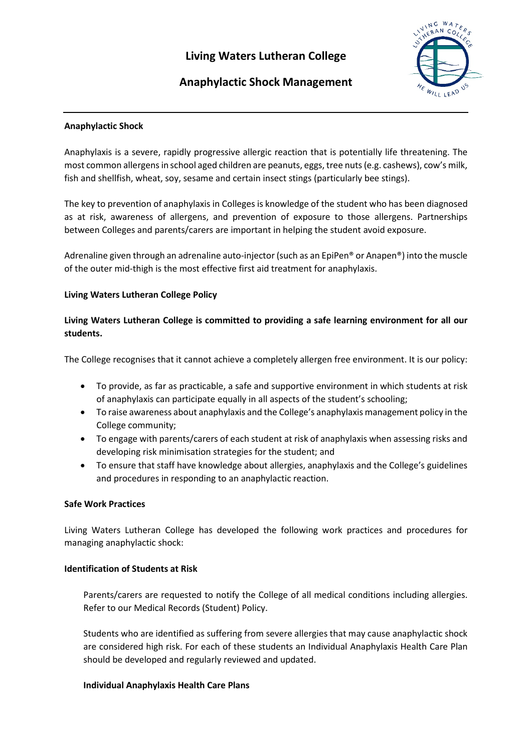# Living Waters Lutheran College

## Anaphylactic Shock Management

**Anaphylactic Shock**

Anaphylaxis is a severe, rapidly progressive allergic reaction that is potentially life threatening. The most common allergens in school aged children are peanuts, eggs, tree nuts (e.g. cashews), cow's milk, fish and shellfish, wheat, soy, sesame and certain insect stings (particularly bee stings).

The key to prevention of anaphylaxis in Colleges is knowledge of the student who has been diagnosed as at risk, awareness of allergens, and prevention of exposure to those allergens. Partnerships between Colleges and parents/carers are important in helping the student avoid exposure.

Adrenaline given through an adrenaline auto-injector (such as an EpiPen® or Anapen®) into the muscle of the outer mid-thigh is the most effective first aid treatment for anaphylaxis.

**Living Waters Lutheran College Policy**

**Living Waters Lutheran College is committed to providing a safe learning environment for all our students.**

The College recognises that it cannot achieve a completely allergen free environment. It is our policy:

- To provide, as far as practicable, a safe and supportive environment in which students at risk of anaphylaxis can participate equally in all aspects of the student's schooling;
- To raise awareness about anaphylaxis and the College's anaphylaxis management policy in the College community;
- To engage with parents/carers of each student at risk of anaphylaxis when assessing risks and developing risk minimisation strategies for the student; and
- To ensure that staff have knowledge about allergies, anaphylaxis and the College's guidelines and procedures in responding to an anaphylactic reaction.

**Safe Work Practices**

Living Waters Lutheran College has developed the following work practices and procedures for managing anaphylactic shock:

**Identification of Students at Risk**

Parents/carers are requested to notify the College of all medical conditions including allergies. Refer to our Medical Records (Student) Policy.

Students who are identified as suffering from severe allergies that may cause anaphylactic shock are considered high risk. For each of these students an Individual Anaphylaxis Health Care Plan should be developed and regularly reviewed and updated.

**Individual Anaphylaxis Health Care Plans**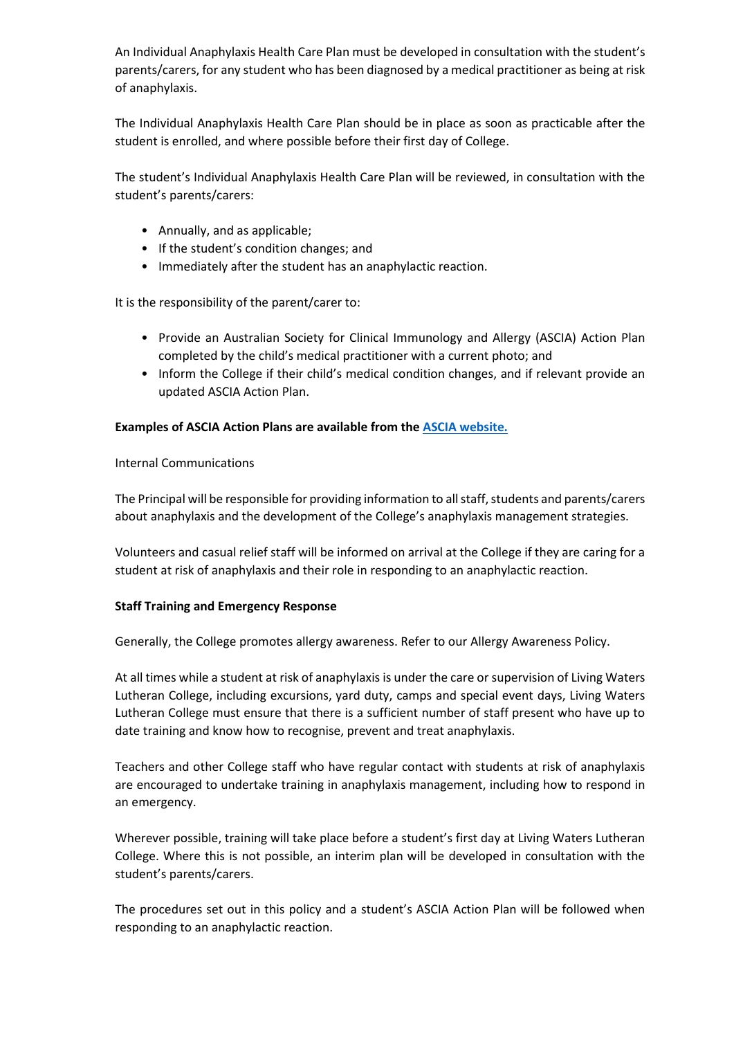An Individual Anaphylaxis Health Care Plan must be developed in consultation with the student's parents/carers, for any student who has been diagnosed by a medical practitioner as being at risk of anaphylaxis.

The Individual Anaphylaxis Health Care Plan should be in place as soon as practicable after the student is enrolled, and where possible before their first day of College.

The student's Individual Anaphylaxis Health Care Plan will be reviewed, in consultation with the student's parents/carers:

- Annually, and as applicable;
- If the student's condition changes; and
- Immediately after the student has an anaphylactic reaction.

It is the responsibility of the parent/carer to:

- Provide an Australian Society for Clinical Immunology and Allergy (ASCIA) Action Plan completed by the child's medical practitioner with a current photo; and
- Inform the College if their child's medical condition changes, and if relevant provide an updated ASCIA Action Plan.

**Examples of ASCIA Action Plans are available from the ASCIA website.**

Internal Communications

The Principal will be responsible for providing information to all staff, students and parents/carers about anaphylaxis and the development of the College's anaphylaxis management strategies.

Volunteers and casual relief staff will be informed on arrival at the College if they are caring for a student at risk of anaphylaxis and their role in responding to an anaphylactic reaction.

**Staff Training and Emergency Response**

Generally, the College promotes allergy awareness. Refer to our Allergy Awareness Policy.

At all times while a student at risk of anaphylaxis is under the care or supervision of Living Waters Lutheran College, including excursions, yard duty, camps and special event days, Living Waters Lutheran College must ensure that there is a sufficient number of staff present who have up to date training and know how to recognise, prevent and treat anaphylaxis.

Teachers and other College staff who have regular contact with students at risk of anaphylaxis are encouraged to undertake training in anaphylaxis management, including how to respond in an emergency.

Wherever possible, training will take place before a student's first day at Living Waters Lutheran College. Where this is not possible, an interim plan will be developed in consultation with the student's parents/carers.

The procedures set out in this policy and a student's ASCIA Action Plan will be followed when responding to an anaphylactic reaction.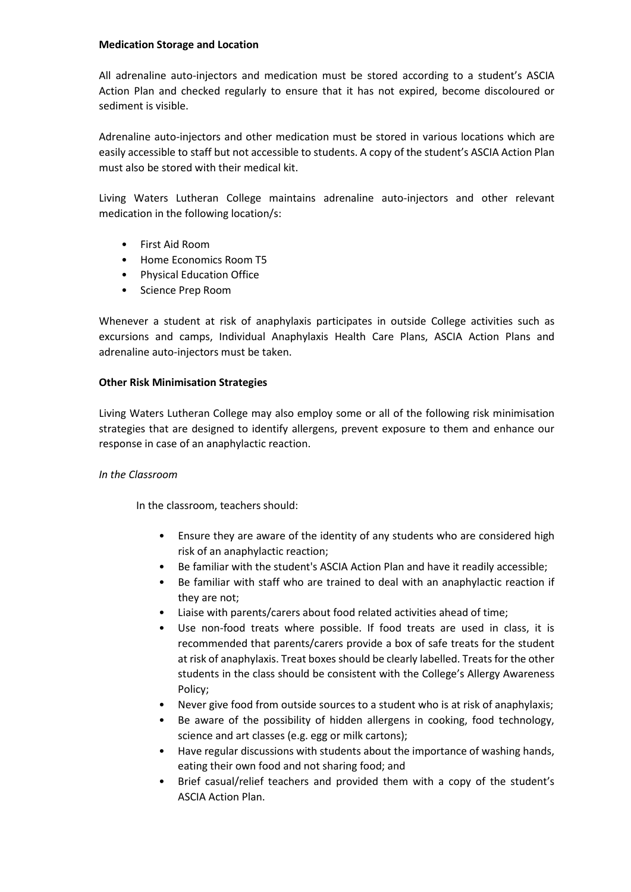**Medication Storage and Location**

All adrenaline auto-injectors and medication must be stored according to a student's ASCIA Action Plan and checked regularly to ensure that it has not expired, become discoloured or sediment is visible.

Adrenaline auto-injectors and other medication must be stored in various locations which are easily accessible to staff but not accessible to students. A copy of the student's ASCIA Action Plan must also be stored with their medical kit.

Living Waters Lutheran College maintains adrenaline auto-injectors and other relevant medication in the following location/s:

- First Aid Room
- Home Economics Room T5
- Physical Education Office
- Science Prep Room

Whenever a student at risk of anaphylaxis participates in outside College activities such as excursions and camps, Individual Anaphylaxis Health Care Plans, ASCIA Action Plans and adrenaline auto-injectors must be taken.

**Other Risk Minimisation Strategies**

Living Waters Lutheran College may also employ some or all of the following risk minimisation strategies that are designed to identify allergens, prevent exposure to them and enhance our response in case of an anaphylactic reaction.

*In the Classroom*

In the classroom, teachers should:

- Ensure they are aware of the identity of any students who are considered high risk of an anaphylactic reaction;
- Be familiar with the student's ASCIA Action Plan and have it readily accessible;
- Be familiar with staff who are trained to deal with an anaphylactic reaction if they are not;
- Liaise with parents/carers about food related activities ahead of time;
- Use non-food treats where possible. If food treats are used in class, it is recommended that parents/carers provide a box of safe treats for the student at risk of anaphylaxis. Treat boxes should be clearly labelled. Treats for the other students in the class should be consistent with the College's Allergy Awareness Policy;
- Never give food from outside sources to a student who is at risk of anaphylaxis;
- Be aware of the possibility of hidden allergens in cooking, food technology, science and art classes (e.g. egg or milk cartons);
- Have regular discussions with students about the importance of washing hands, eating their own food and not sharing food; and
- Brief casual/relief teachers and provided them with a copy of the student's ASCIA Action Plan.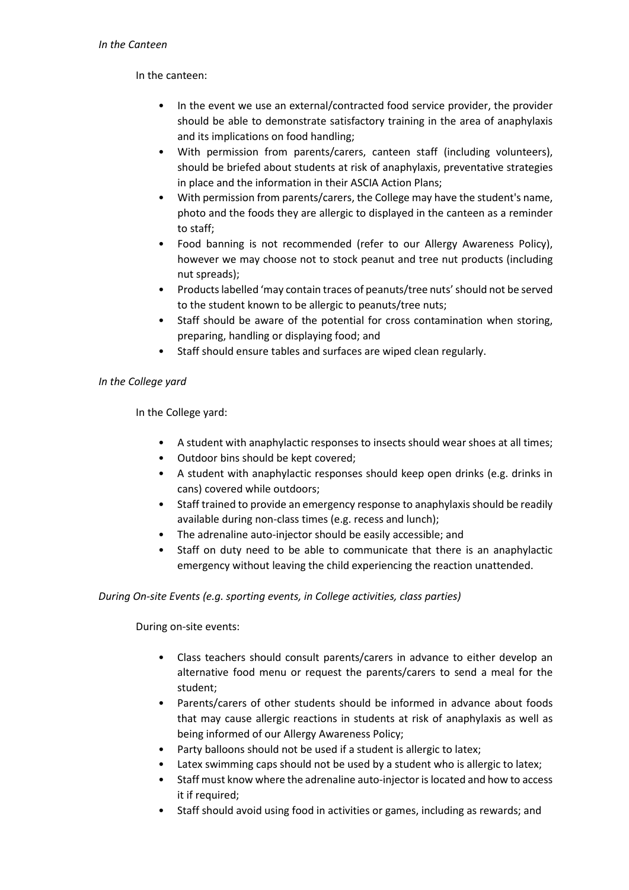*In the Canteen*

In the canteen:

- In the event we use an external/contracted food service provider, the provider should be able to demonstrate satisfactory training in the area of anaphylaxis and its implications on food handling;
- With permission from parents/carers, canteen staff (including volunteers), should be briefed about students at risk of anaphylaxis, preventative strategies in place and the information in their ASCIA Action Plans;
- With permission from parents/carers, the College may have the student's name, photo and the foods they are allergic to displayed in the canteen as a reminder to staff;
- Food banning is not recommended (refer to our Allergy Awareness Policy), however we may choose not to stock peanut and tree nut products (including nut spreads);
- Products labelled 'may contain traces of peanuts/tree nuts' should not be served to the student known to be allergic to peanuts/tree nuts;
- Staff should be aware of the potential for cross contamination when storing, preparing, handling or displaying food; and
- Staff should ensure tables and surfaces are wiped clean regularly.

*In the College yard*

In the College yard:

- A student with anaphylactic responses to insects should wear shoes at all times;
- Outdoor bins should be kept covered;
- A student with anaphylactic responses should keep open drinks (e.g. drinks in cans) covered while outdoors;
- Staff trained to provide an emergency response to anaphylaxis should be readily available during non-class times (e.g. recess and lunch);
- The adrenaline auto-injector should be easily accessible; and
- Staff on duty need to be able to communicate that there is an anaphylactic emergency without leaving the child experiencing the reaction unattended.

*During On-site Events (e.g. sporting events, in College activities, class parties)*

During on-site events:

- Class teachers should consult parents/carers in advance to either develop an alternative food menu or request the parents/carers to send a meal for the student;
- Parents/carers of other students should be informed in advance about foods that may cause allergic reactions in students at risk of anaphylaxis as well as being informed of our Allergy Awareness Policy;
- Party balloons should not be used if a student is allergic to latex;
- Latex swimming caps should not be used by a student who is allergic to latex;
- Staff must know where the adrenaline auto-injector is located and how to access it if required;
- Staff should avoid using food in activities or games, including as rewards; and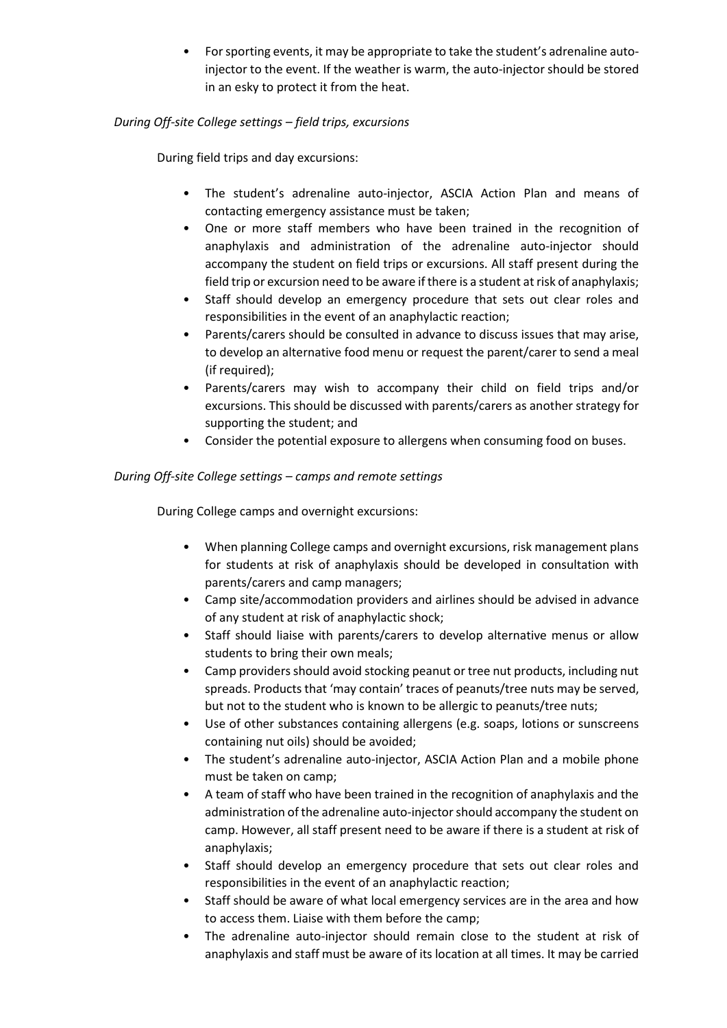- For sporting events, it may be appropriate to take the student's adrenaline auto-injector to the event. If the weather is warm, the auto-injector should be stored in an esky to protect it from the heat.

*During Off-site College settings – field trips, excursions*

During field trips and day excursions:

- The student's adrenaline auto-injector, ASCIA Action Plan and means of contacting emergency assistance must be taken;
- One or more staff members who have been trained in the recognition of anaphylaxis and administration of the adrenaline auto-injector should accompany the student on field trips or excursions. All staff present during the field trip or excursion need to be aware if there is a student at risk of anaphylaxis;
- Staff should develop an emergency procedure that sets out clear roles and responsibilities in the event of an anaphylactic reaction;
- Parents/carers should be consulted in advance to discuss issues that may arise, to develop an alternative food menu or request the parent/carer to send a meal (if required);
- Parents/carers may wish to accompany their child on field trips and/or excursions. This should be discussed with parents/carers as another strategy for supporting the student; and
- Consider the potential exposure to allergens when consuming food on buses.

*During Off-site College settings – camps and remote settings*

During College camps and overnight excursions:

- When planning College camps and overnight excursions, risk management plans for students at risk of anaphylaxis should be developed in consultation with parents/carers and camp managers;
- Camp site/accommodation providers and airlines should be advised in advance of any student at risk of anaphylactic shock;
- Staff should liaise with parents/carers to develop alternative menus or allow students to bring their own meals;
- Camp providers should avoid stocking peanut or tree nut products, including nut spreads. Products that 'may contain' traces of peanuts/tree nuts may be served, but not to the student who is known to be allergic to peanuts/tree nuts;
- Use of other substances containing allergens (e.g. soaps, lotions or sunscreens containing nut oils) should be avoided;
- The student's adrenaline auto-injector, ASCIA Action Plan and a mobile phone must be taken on camp;
- A team of staff who have been trained in the recognition of anaphylaxis and the administration of the adrenaline auto-injector should accompany the student on camp. However, all staff present need to be aware if there is a student at risk of anaphylaxis;
- Staff should develop an emergency procedure that sets out clear roles and responsibilities in the event of an anaphylactic reaction;
- Staff should be aware of what local emergency services are in the area and how to access them. Liaise with them before the camp;
- The adrenaline auto-injector should remain close to the student at risk of anaphylaxis and staff must be aware of its location at all times. It may be carried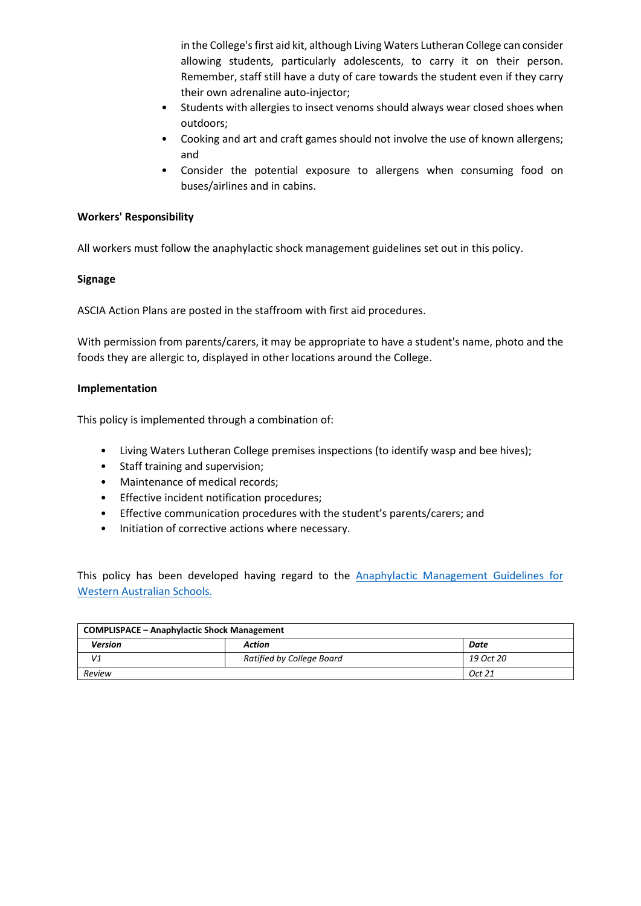in the College's first aid kit, although Living Waters Lutheran College can consider allowing students, particularly adolescents, to carry it on their person. Remember, staff still have a duty of care towards the student even if they carry their own adrenaline auto-injector;

- Students with allergies to insect venoms should always wear closed shoes when outdoors;
- Cooking and art and craft games should not involve the use of known allergens; and
- Consider the potential exposure to allergens when consuming food on buses/airlines and in cabins.

**Workers' Responsibility**

All workers must follow the anaphylactic shock management guidelines set out in this policy.

**Signage**

ASCIA Action Plans are posted in the staffroom with first aid procedures.

With permission from parents/carers, it may be appropriate to have a student's name, photo and the foods they are allergic to, displayed in other locations around the College.

**Implementation**

This policy is implemented through a combination of:

- Living Waters Lutheran College premises inspections (to identify wasp and bee hives);
- Staff training and supervision;
- Maintenance of medical records;
- Effective incident notification procedures;
- Effective communication procedures with the student's parents/carers; and
- Initiation of corrective actions where necessary.

This policy has been developed having regard to the Anaphylactic Management Guidelines for Western Australian Schools.

| **COMPLISPACE – Anaphylactic Shock Management** | | |
|---|---|---|
| ***Version*** | ***Action*** | ***Date*** |
| *V1* | *Ratified by College Board* | *19 Oct 20* |
| *Review* | | *Oct 21* |